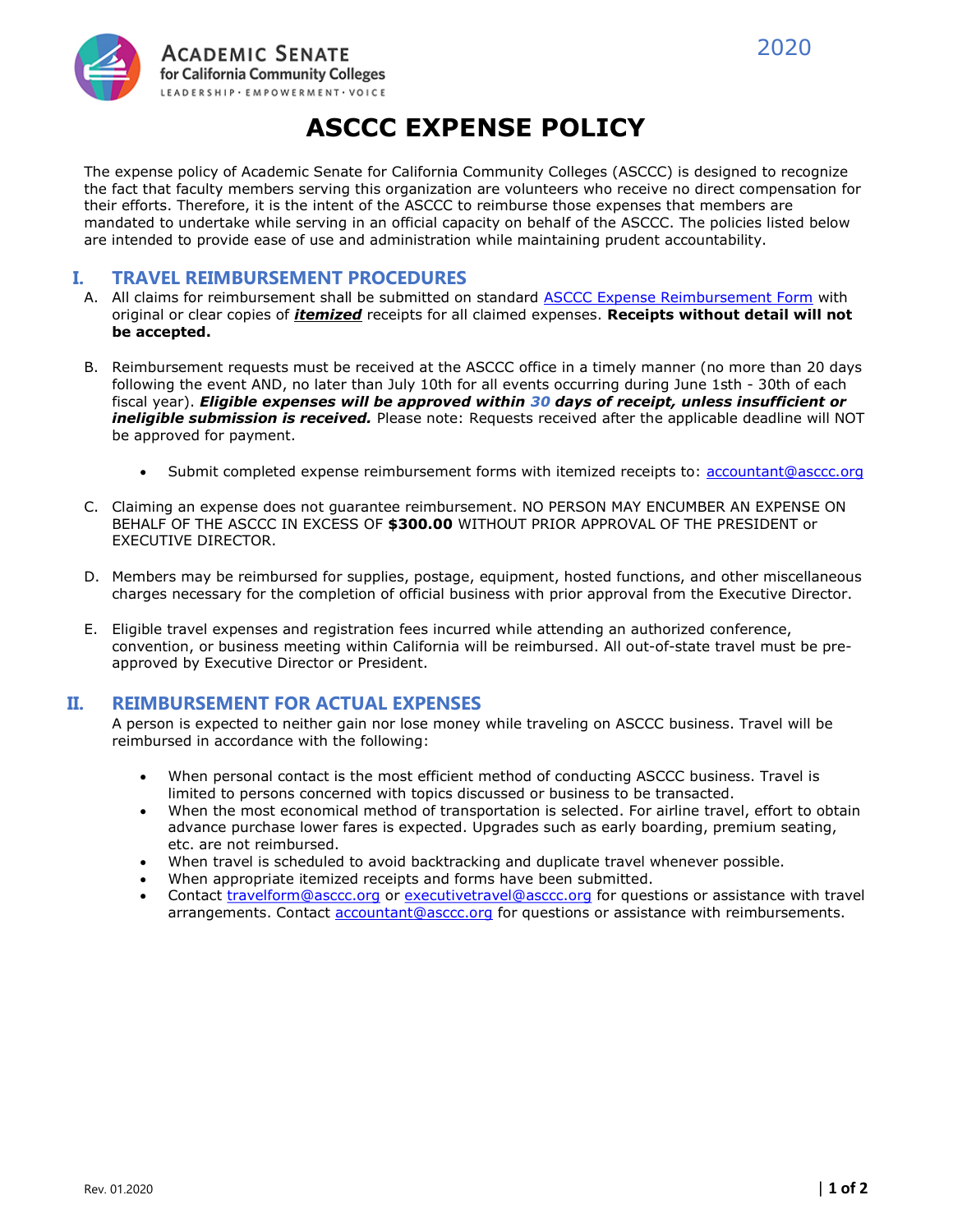Academic Senate for California Community Colleges
LEADERSHIP · EMPOWERMENT · VOICE

2020

# ASCCC EXPENSE POLICY

The expense policy of Academic Senate for California Community Colleges (ASCCC) is designed to recognize the fact that faculty members serving this organization are volunteers who receive no direct compensation for their efforts. Therefore, it is the intent of the ASCCC to reimburse those expenses that members are mandated to undertake while serving in an official capacity on behalf of the ASCCC. The policies listed below are intended to provide ease of use and administration while maintaining prudent accountability.

## I. TRAVEL REIMBURSEMENT PROCEDURES

A. All claims for reimbursement shall be submitted on standard ASCCC Expense Reimbursement Form with original or clear copies of ***itemized*** receipts for all claimed expenses. **Receipts without detail will not be accepted.**

B. Reimbursement requests must be received at the ASCCC office in a timely manner (no more than 20 days following the event AND, no later than July 10th for all events occurring during June 1sth - 30th of each fiscal year). ***Eligible expenses will be approved within 30 days of receipt, unless insufficient or ineligible submission is received.*** Please note: Requests received after the applicable deadline will NOT be approved for payment.

- Submit completed expense reimbursement forms with itemized receipts to: accountant@asccc.org

C. Claiming an expense does not guarantee reimbursement. NO PERSON MAY ENCUMBER AN EXPENSE ON BEHALF OF THE ASCCC IN EXCESS OF **$300.00** WITHOUT PRIOR APPROVAL OF THE PRESIDENT or EXECUTIVE DIRECTOR.

D. Members may be reimbursed for supplies, postage, equipment, hosted functions, and other miscellaneous charges necessary for the completion of official business with prior approval from the Executive Director.

E. Eligible travel expenses and registration fees incurred while attending an authorized conference, convention, or business meeting within California will be reimbursed. All out-of-state travel must be pre-approved by Executive Director or President.

## II. REIMBURSEMENT FOR ACTUAL EXPENSES

A person is expected to neither gain nor lose money while traveling on ASCCC business. Travel will be reimbursed in accordance with the following:

- When personal contact is the most efficient method of conducting ASCCC business. Travel is limited to persons concerned with topics discussed or business to be transacted.
- When the most economical method of transportation is selected. For airline travel, effort to obtain advance purchase lower fares is expected. Upgrades such as early boarding, premium seating, etc. are not reimbursed.
- When travel is scheduled to avoid backtracking and duplicate travel whenever possible.
- When appropriate itemized receipts and forms have been submitted.
- Contact travelform@asccc.org or executivetravel@asccc.org for questions or assistance with travel arrangements. Contact accountant@asccc.org for questions or assistance with reimbursements.

Rev. 01.2020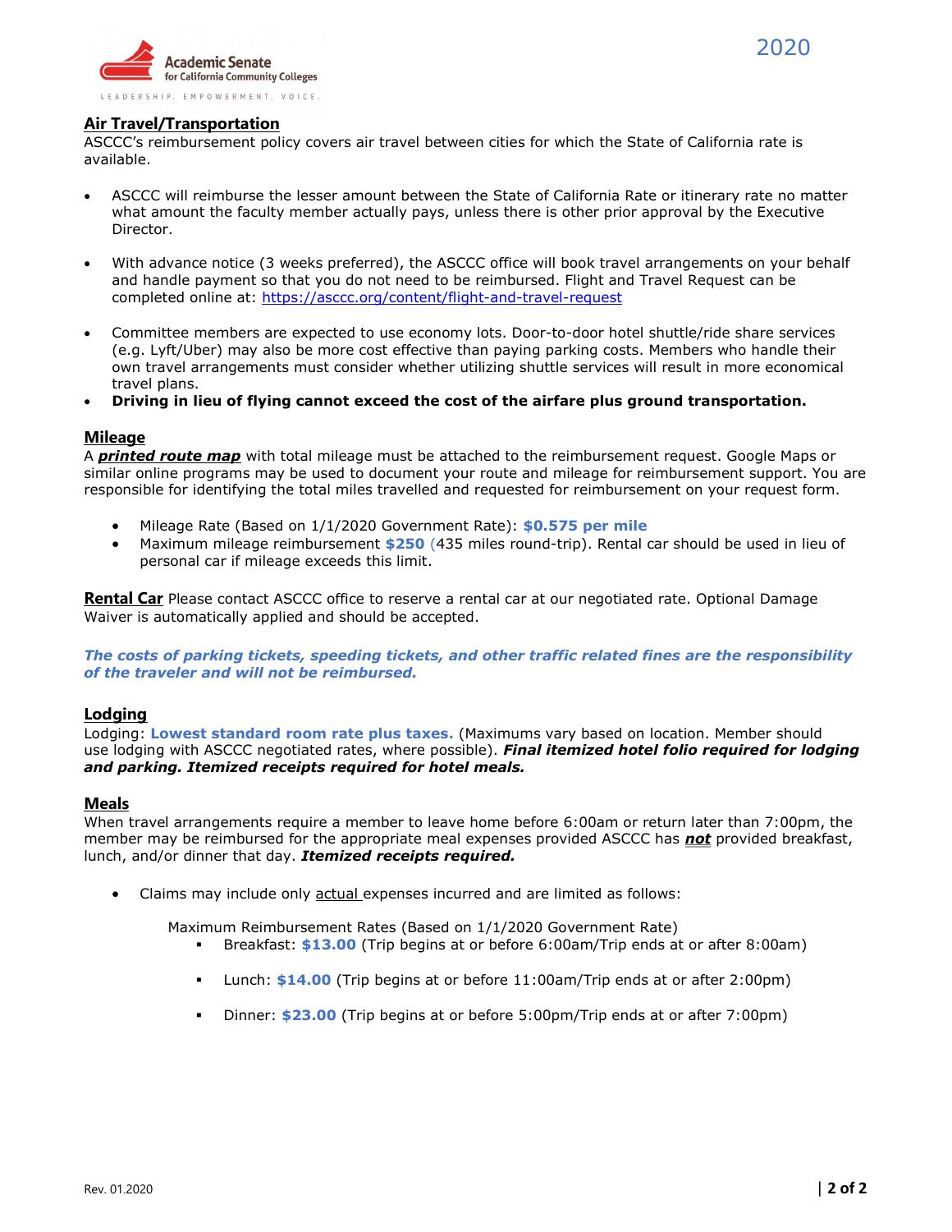## Air Travel/Transportation

ASCCC's reimbursement policy covers air travel between cities for which the State of California rate is available.

- ASCCC will reimburse the lesser amount between the State of California Rate or itinerary rate no matter what amount the faculty member actually pays, unless there is other prior approval by the Executive Director.
- With advance notice (3 weeks preferred), the ASCCC office will book travel arrangements on your behalf and handle payment so that you do not need to be reimbursed. Flight and Travel Request can be completed online at: https://asccc.org/content/flight-and-travel-request
- Committee members are expected to use economy lots. Door-to-door hotel shuttle/ride share services (e.g. Lyft/Uber) may also be more cost effective than paying parking costs. Members who handle their own travel arrangements must consider whether utilizing shuttle services will result in more economical travel plans.
- **Driving in lieu of flying cannot exceed the cost of the airfare plus ground transportation.**

## Mileage

A ***printed route map*** with total mileage must be attached to the reimbursement request. Google Maps or similar online programs may be used to document your route and mileage for reimbursement support. You are responsible for identifying the total miles travelled and requested for reimbursement on your request form.

- Mileage Rate (Based on 1/1/2020 Government Rate): **$0.575 per mile**
- Maximum mileage reimbursement **$250** (435 miles round-trip). Rental car should be used in lieu of personal car if mileage exceeds this limit.

**Rental Car** Please contact ASCCC office to reserve a rental car at our negotiated rate. Optional Damage Waiver is automatically applied and should be accepted.

***The costs of parking tickets, speeding tickets, and other traffic related fines are the responsibility of the traveler and will not be reimbursed.***

## Lodging

Lodging: **Lowest standard room rate plus taxes.** (Maximums vary based on location. Member should use lodging with ASCCC negotiated rates, where possible). ***Final itemized hotel folio required for lodging and parking. Itemized receipts required for hotel meals.***

## Meals

When travel arrangements require a member to leave home before 6:00am or return later than 7:00pm, the member may be reimbursed for the appropriate meal expenses provided ASCCC has ***not*** provided breakfast, lunch, and/or dinner that day. ***Itemized receipts required.***

- Claims may include only actual expenses incurred and are limited as follows:

  Maximum Reimbursement Rates (Based on 1/1/2020 Government Rate)
  - Breakfast: **$13.00** (Trip begins at or before 6:00am/Trip ends at or after 8:00am)
  - Lunch: **$14.00** (Trip begins at or before 11:00am/Trip ends at or after 2:00pm)
  - Dinner: **$23.00** (Trip begins at or before 5:00pm/Trip ends at or after 7:00pm)